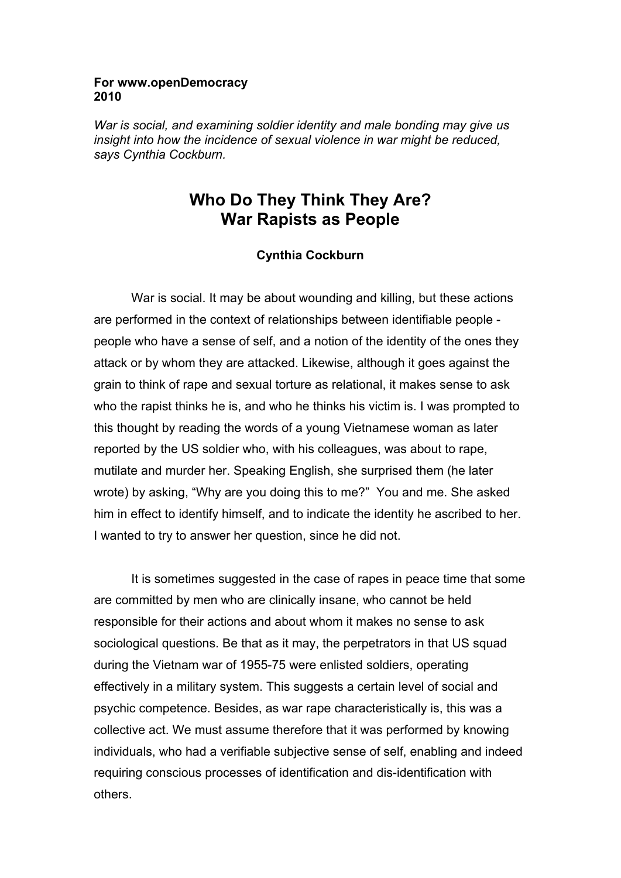**For www.openDemocracy**
**2010**

*War is social, and examining soldier identity and male bonding may give us insight into how the incidence of sexual violence in war might be reduced, says Cynthia Cockburn.*

# Who Do They Think They Are?
# War Rapists as People

**Cynthia Cockburn**

War is social. It may be about wounding and killing, but these actions are performed in the context of relationships between identifiable people - people who have a sense of self, and a notion of the identity of the ones they attack or by whom they are attacked. Likewise, although it goes against the grain to think of rape and sexual torture as relational, it makes sense to ask who the rapist thinks he is, and who he thinks his victim is. I was prompted to this thought by reading the words of a young Vietnamese woman as later reported by the US soldier who, with his colleagues, was about to rape, mutilate and murder her. Speaking English, she surprised them (he later wrote) by asking, "Why are you doing this to me?" You and me. She asked him in effect to identify himself, and to indicate the identity he ascribed to her. I wanted to try to answer her question, since he did not.

It is sometimes suggested in the case of rapes in peace time that some are committed by men who are clinically insane, who cannot be held responsible for their actions and about whom it makes no sense to ask sociological questions. Be that as it may, the perpetrators in that US squad during the Vietnam war of 1955-75 were enlisted soldiers, operating effectively in a military system. This suggests a certain level of social and psychic competence. Besides, as war rape characteristically is, this was a collective act. We must assume therefore that it was performed by knowing individuals, who had a verifiable subjective sense of self, enabling and indeed requiring conscious processes of identification and dis-identification with others.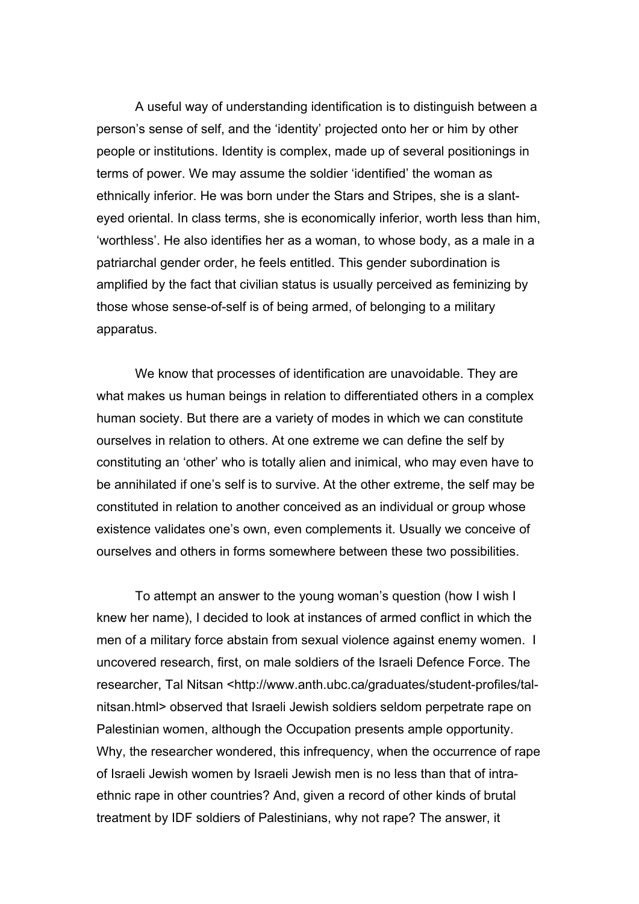A useful way of understanding identification is to distinguish between a person's sense of self, and the 'identity' projected onto her or him by other people or institutions. Identity is complex, made up of several positionings in terms of power. We may assume the soldier 'identified' the woman as ethnically inferior. He was born under the Stars and Stripes, she is a slant-eyed oriental. In class terms, she is economically inferior, worth less than him, 'worthless'. He also identifies her as a woman, to whose body, as a male in a patriarchal gender order, he feels entitled. This gender subordination is amplified by the fact that civilian status is usually perceived as feminizing by those whose sense-of-self is of being armed, of belonging to a military apparatus.

We know that processes of identification are unavoidable. They are what makes us human beings in relation to differentiated others in a complex human society. But there are a variety of modes in which we can constitute ourselves in relation to others. At one extreme we can define the self by constituting an 'other' who is totally alien and inimical, who may even have to be annihilated if one's self is to survive. At the other extreme, the self may be constituted in relation to another conceived as an individual or group whose existence validates one's own, even complements it. Usually we conceive of ourselves and others in forms somewhere between these two possibilities.

To attempt an answer to the young woman's question (how I wish I knew her name), I decided to look at instances of armed conflict in which the men of a military force abstain from sexual violence against enemy women. I uncovered research, first, on male soldiers of the Israeli Defence Force. The researcher, Tal Nitsan <http://www.anth.ubc.ca/graduates/student-profiles/tal-nitsan.html> observed that Israeli Jewish soldiers seldom perpetrate rape on Palestinian women, although the Occupation presents ample opportunity. Why, the researcher wondered, this infrequency, when the occurrence of rape of Israeli Jewish women by Israeli Jewish men is no less than that of intra-ethnic rape in other countries? And, given a record of other kinds of brutal treatment by IDF soldiers of Palestinians, why not rape? The answer, it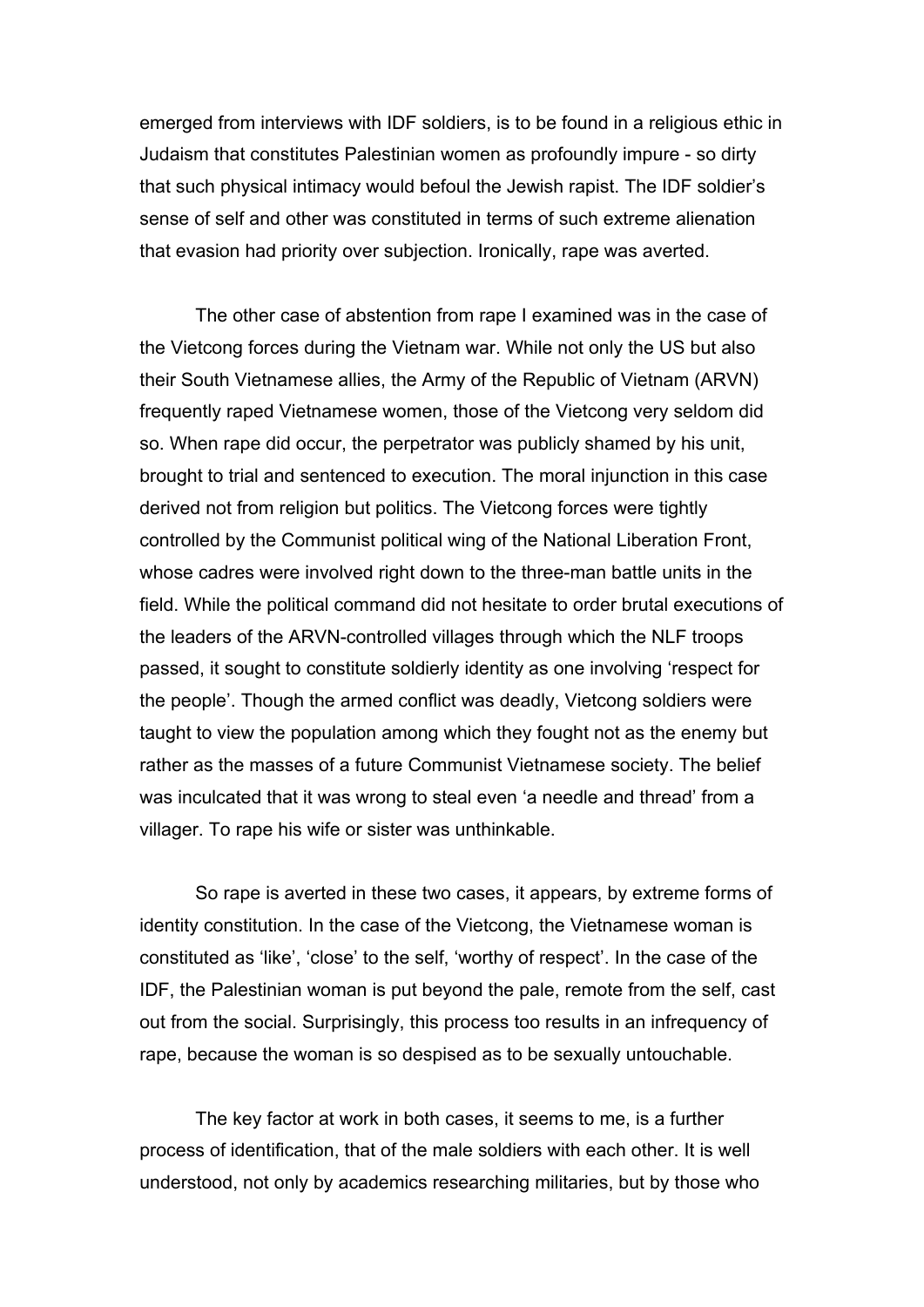emerged from interviews with IDF soldiers, is to be found in a religious ethic in Judaism that constitutes Palestinian women as profoundly impure - so dirty that such physical intimacy would befoul the Jewish rapist. The IDF soldier's sense of self and other was constituted in terms of such extreme alienation that evasion had priority over subjection. Ironically, rape was averted.

The other case of abstention from rape I examined was in the case of the Vietcong forces during the Vietnam war. While not only the US but also their South Vietnamese allies, the Army of the Republic of Vietnam (ARVN) frequently raped Vietnamese women, those of the Vietcong very seldom did so. When rape did occur, the perpetrator was publicly shamed by his unit, brought to trial and sentenced to execution. The moral injunction in this case derived not from religion but politics. The Vietcong forces were tightly controlled by the Communist political wing of the National Liberation Front, whose cadres were involved right down to the three-man battle units in the field. While the political command did not hesitate to order brutal executions of the leaders of the ARVN-controlled villages through which the NLF troops passed, it sought to constitute soldierly identity as one involving 'respect for the people'. Though the armed conflict was deadly, Vietcong soldiers were taught to view the population among which they fought not as the enemy but rather as the masses of a future Communist Vietnamese society. The belief was inculcated that it was wrong to steal even 'a needle and thread' from a villager. To rape his wife or sister was unthinkable.

So rape is averted in these two cases, it appears, by extreme forms of identity constitution. In the case of the Vietcong, the Vietnamese woman is constituted as 'like', 'close' to the self, 'worthy of respect'. In the case of the IDF, the Palestinian woman is put beyond the pale, remote from the self, cast out from the social. Surprisingly, this process too results in an infrequency of rape, because the woman is so despised as to be sexually untouchable.

The key factor at work in both cases, it seems to me, is a further process of identification, that of the male soldiers with each other. It is well understood, not only by academics researching militaries, but by those who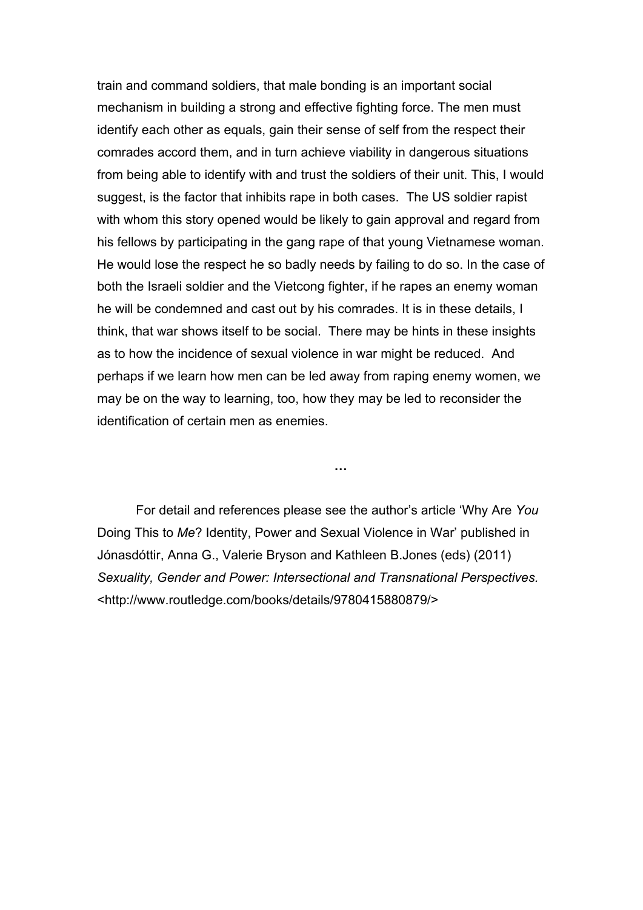train and command soldiers, that male bonding is an important social mechanism in building a strong and effective fighting force. The men must identify each other as equals, gain their sense of self from the respect their comrades accord them, and in turn achieve viability in dangerous situations from being able to identify with and trust the soldiers of their unit. This, I would suggest, is the factor that inhibits rape in both cases. The US soldier rapist with whom this story opened would be likely to gain approval and regard from his fellows by participating in the gang rape of that young Vietnamese woman. He would lose the respect he so badly needs by failing to do so. In the case of both the Israeli soldier and the Vietcong fighter, if he rapes an enemy woman he will be condemned and cast out by his comrades. It is in these details, I think, that war shows itself to be social. There may be hints in these insights as to how the incidence of sexual violence in war might be reduced. And perhaps if we learn how men can be led away from raping enemy women, we may be on the way to learning, too, how they may be led to reconsider the identification of certain men as enemies.

…

For detail and references please see the author's article 'Why Are *You* Doing This to *Me*? Identity, Power and Sexual Violence in War' published in Jónasdóttir, Anna G., Valerie Bryson and Kathleen B.Jones (eds) (2011) *Sexuality, Gender and Power: Intersectional and Transnational Perspectives.* <http://www.routledge.com/books/details/9780415880879/>